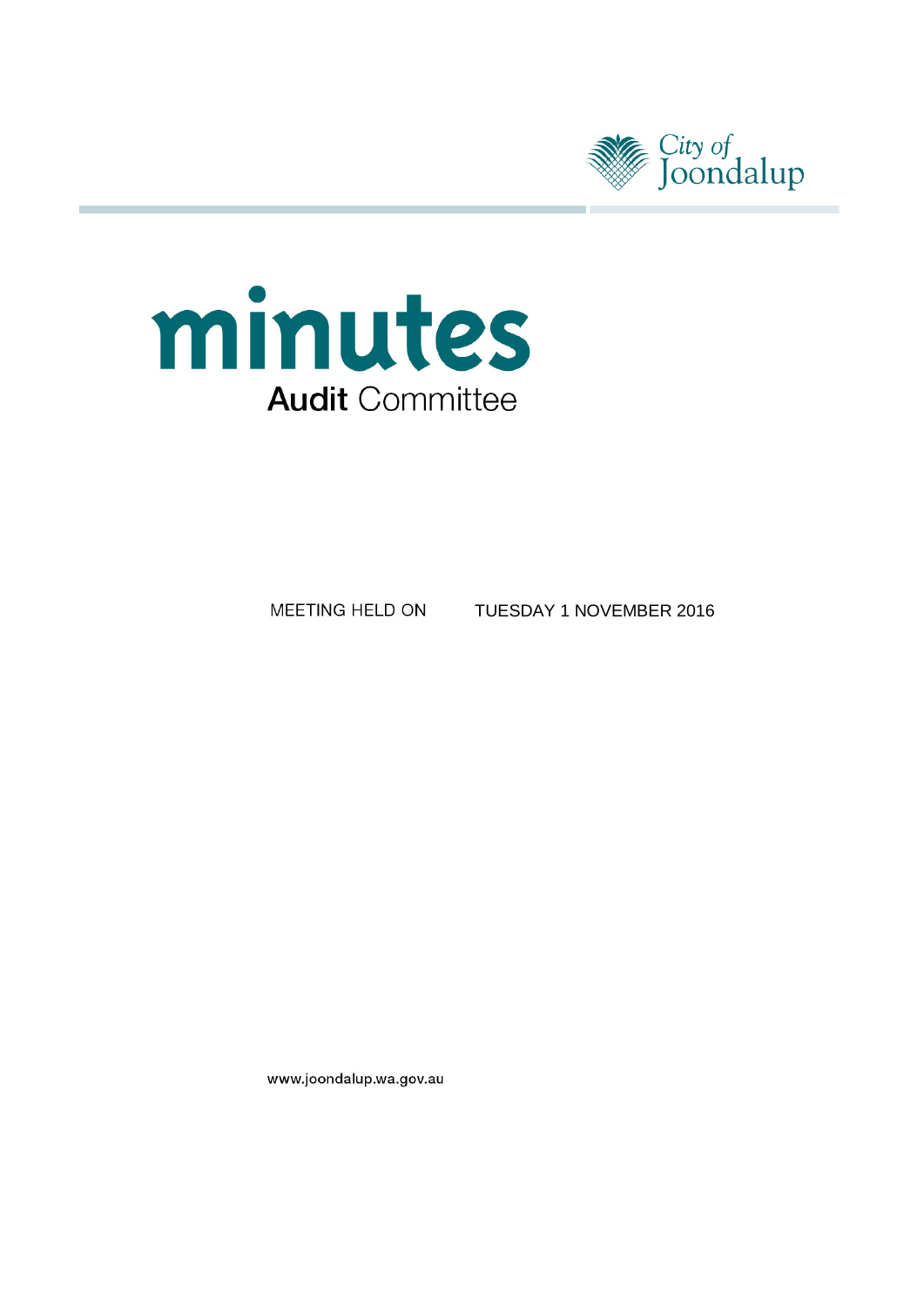City of Joondalup

# minutes

## Audit Committee

MEETING HELD ON TUESDAY 1 NOVEMBER 2016

www.joondalup.wa.gov.au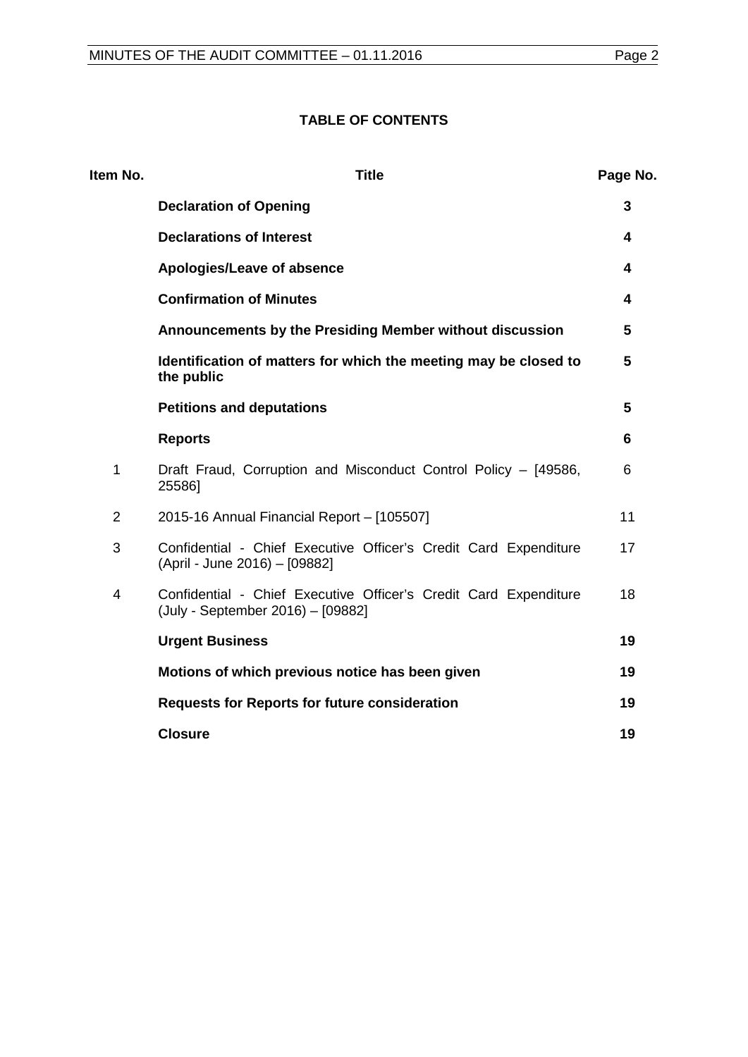**TABLE OF CONTENTS**

| Item No. | Title | Page No. |
|---|---|---|
| | **Declaration of Opening** | **3** |
| | **Declarations of Interest** | **4** |
| | **Apologies/Leave of absence** | **4** |
| | **Confirmation of Minutes** | **4** |
| | **Announcements by the Presiding Member without discussion** | **5** |
| | **Identification of matters for which the meeting may be closed to the public** | **5** |
| | **Petitions and deputations** | **5** |
| | **Reports** | **6** |
| 1 | Draft Fraud, Corruption and Misconduct Control Policy – [49586, 25586] | 6 |
| 2 | 2015-16 Annual Financial Report – [105507] | 11 |
| 3 | Confidential - Chief Executive Officer's Credit Card Expenditure (April - June 2016) – [09882] | 17 |
| 4 | Confidential - Chief Executive Officer's Credit Card Expenditure (July - September 2016) – [09882] | 18 |
| | **Urgent Business** | **19** |
| | **Motions of which previous notice has been given** | **19** |
| | **Requests for Reports for future consideration** | **19** |
| | **Closure** | **19** |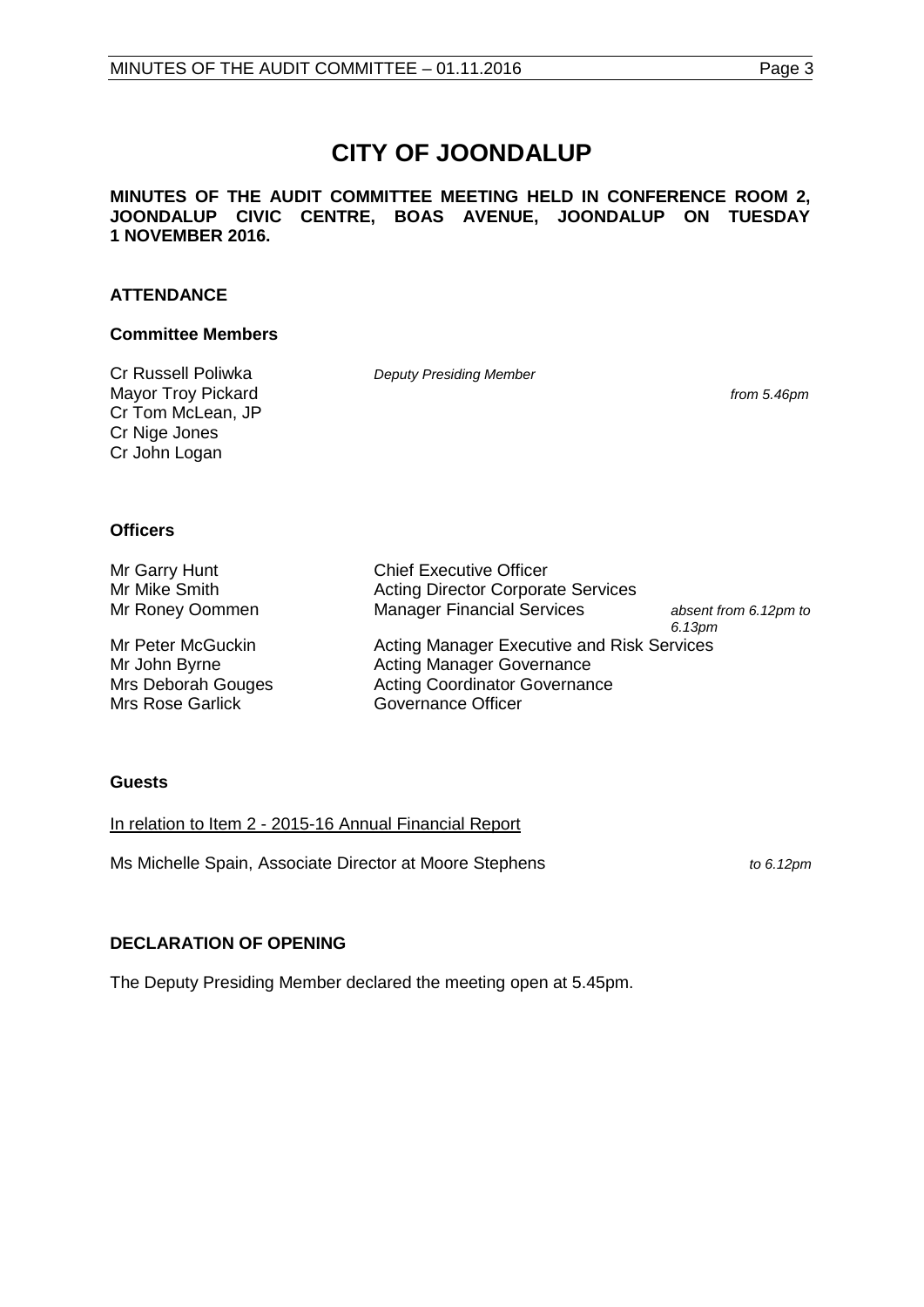# CITY OF JOONDALUP

**MINUTES OF THE AUDIT COMMITTEE MEETING HELD IN CONFERENCE ROOM 2, JOONDALUP CIVIC CENTRE, BOAS AVENUE, JOONDALUP ON TUESDAY 1 NOVEMBER 2016.**

## ATTENDANCE

### Committee Members

| | | |
|---|---|---|
| Cr Russell Poliwka | *Deputy Presiding Member* | |
| Mayor Troy Pickard | | *from 5.46pm* |
| Cr Tom McLean, JP | | |
| Cr Nige Jones | | |
| Cr John Logan | | |

### Officers

| | | |
|---|---|---|
| Mr Garry Hunt | Chief Executive Officer | |
| Mr Mike Smith | Acting Director Corporate Services | |
| Mr Roney Oommen | Manager Financial Services | *absent from 6.12pm to 6.13pm* |
| Mr Peter McGuckin | Acting Manager Executive and Risk Services | |
| Mr John Byrne | Acting Manager Governance | |
| Mrs Deborah Gouges | Acting Coordinator Governance | |
| Mrs Rose Garlick | Governance Officer | |

### Guests

In relation to Item 2 - 2015-16 Annual Financial Report

Ms Michelle Spain, Associate Director at Moore Stephens *to 6.12pm*

## DECLARATION OF OPENING

The Deputy Presiding Member declared the meeting open at 5.45pm.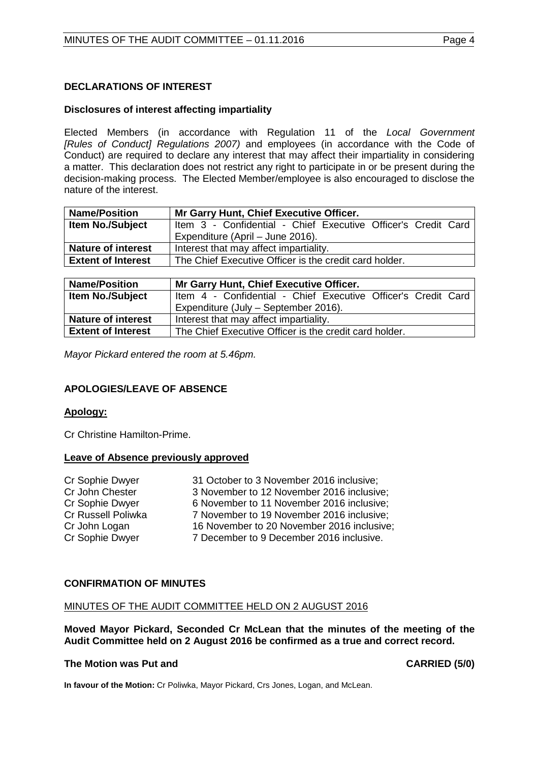## DECLARATIONS OF INTEREST

### Disclosures of interest affecting impartiality

Elected Members (in accordance with Regulation 11 of the *Local Government [Rules of Conduct] Regulations 2007)* and employees (in accordance with the Code of Conduct) are required to declare any interest that may affect their impartiality in considering a matter. This declaration does not restrict any right to participate in or be present during the decision-making process. The Elected Member/employee is also encouraged to disclose the nature of the interest.

| **Name/Position** | **Mr Garry Hunt, Chief Executive Officer.** |
|---|---|
| **Item No./Subject** | Item 3 - Confidential - Chief Executive Officer's Credit Card Expenditure (April – June 2016). |
| **Nature of interest** | Interest that may affect impartiality. |
| **Extent of Interest** | The Chief Executive Officer is the credit card holder. |

| **Name/Position** | **Mr Garry Hunt, Chief Executive Officer.** |
|---|---|
| **Item No./Subject** | Item 4 - Confidential - Chief Executive Officer's Credit Card Expenditure (July – September 2016). |
| **Nature of interest** | Interest that may affect impartiality. |
| **Extent of Interest** | The Chief Executive Officer is the credit card holder. |

*Mayor Pickard entered the room at 5.46pm.*

## APOLOGIES/LEAVE OF ABSENCE

**Apology:**

Cr Christine Hamilton-Prime.

**Leave of Absence previously approved**

| | |
|---|---|
| Cr Sophie Dwyer | 31 October to 3 November 2016 inclusive; |
| Cr John Chester | 3 November to 12 November 2016 inclusive; |
| Cr Sophie Dwyer | 6 November to 11 November 2016 inclusive; |
| Cr Russell Poliwka | 7 November to 19 November 2016 inclusive; |
| Cr John Logan | 16 November to 20 November 2016 inclusive; |
| Cr Sophie Dwyer | 7 December to 9 December 2016 inclusive. |

## CONFIRMATION OF MINUTES

MINUTES OF THE AUDIT COMMITTEE HELD ON 2 AUGUST 2016

**Moved Mayor Pickard, Seconded Cr McLean that the minutes of the meeting of the Audit Committee held on 2 August 2016 be confirmed as a true and correct record.**

**The Motion was Put and CARRIED (5/0)**

**In favour of the Motion:** Cr Poliwka, Mayor Pickard, Crs Jones, Logan, and McLean.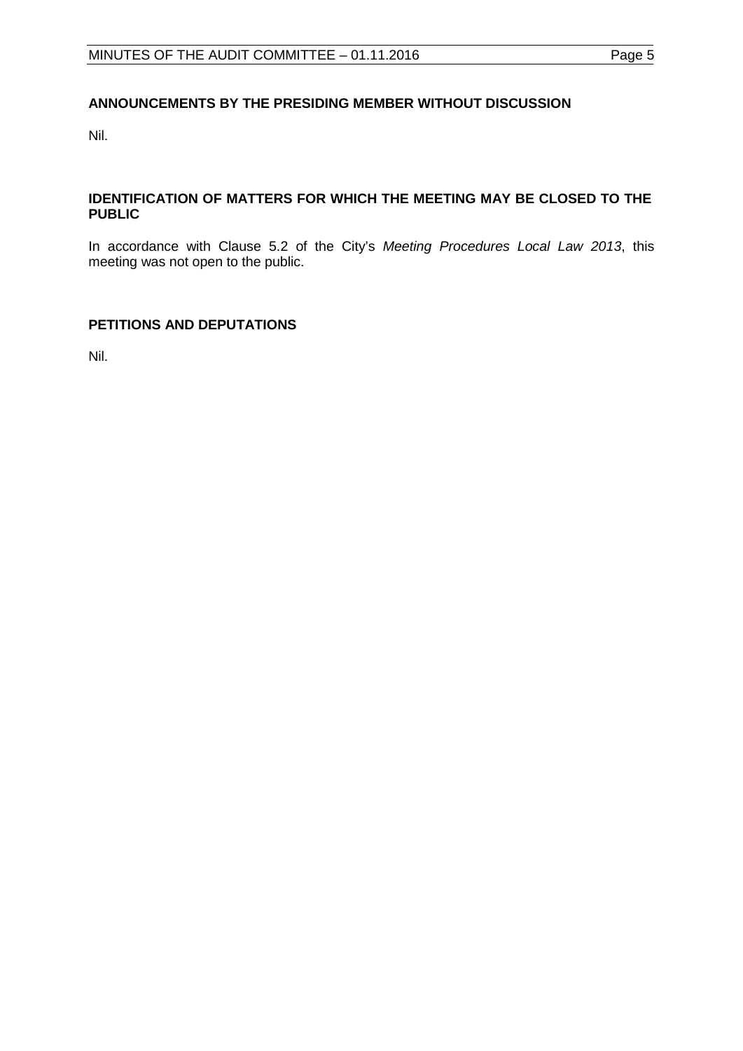## ANNOUNCEMENTS BY THE PRESIDING MEMBER WITHOUT DISCUSSION

Nil.

## IDENTIFICATION OF MATTERS FOR WHICH THE MEETING MAY BE CLOSED TO THE PUBLIC

In accordance with Clause 5.2 of the City's *Meeting Procedures Local Law 2013*, this meeting was not open to the public.

## PETITIONS AND DEPUTATIONS

Nil.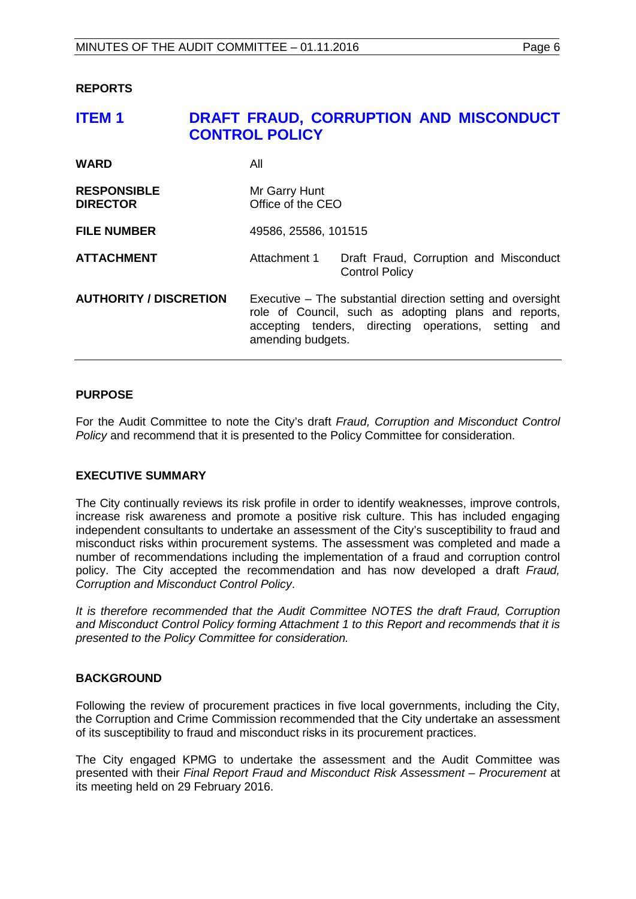**REPORTS**

## ITEM 1 DRAFT FRAUD, CORRUPTION AND MISCONDUCT CONTROL POLICY

| | | |
|---|---|---|
| **WARD** | All | |
| **RESPONSIBLE DIRECTOR** | Mr Garry Hunt<br>Office of the CEO | |
| **FILE NUMBER** | 49586, 25586, 101515 | |
| **ATTACHMENT** | Attachment 1 | Draft Fraud, Corruption and Misconduct Control Policy |
| **AUTHORITY / DISCRETION** | Executive – The substantial direction setting and oversight role of Council, such as adopting plans and reports, accepting tenders, directing operations, setting and amending budgets. | |

**PURPOSE**

For the Audit Committee to note the City's draft *Fraud, Corruption and Misconduct Control Policy* and recommend that it is presented to the Policy Committee for consideration.

**EXECUTIVE SUMMARY**

The City continually reviews its risk profile in order to identify weaknesses, improve controls, increase risk awareness and promote a positive risk culture. This has included engaging independent consultants to undertake an assessment of the City's susceptibility to fraud and misconduct risks within procurement systems. The assessment was completed and made a number of recommendations including the implementation of a fraud and corruption control policy. The City accepted the recommendation and has now developed a draft *Fraud, Corruption and Misconduct Control Policy*.

*It is therefore recommended that the Audit Committee NOTES the draft Fraud, Corruption and Misconduct Control Policy forming Attachment 1 to this Report and recommends that it is presented to the Policy Committee for consideration.*

**BACKGROUND**

Following the review of procurement practices in five local governments, including the City, the Corruption and Crime Commission recommended that the City undertake an assessment of its susceptibility to fraud and misconduct risks in its procurement practices.

The City engaged KPMG to undertake the assessment and the Audit Committee was presented with their *Final Report Fraud and Misconduct Risk Assessment – Procurement* at its meeting held on 29 February 2016.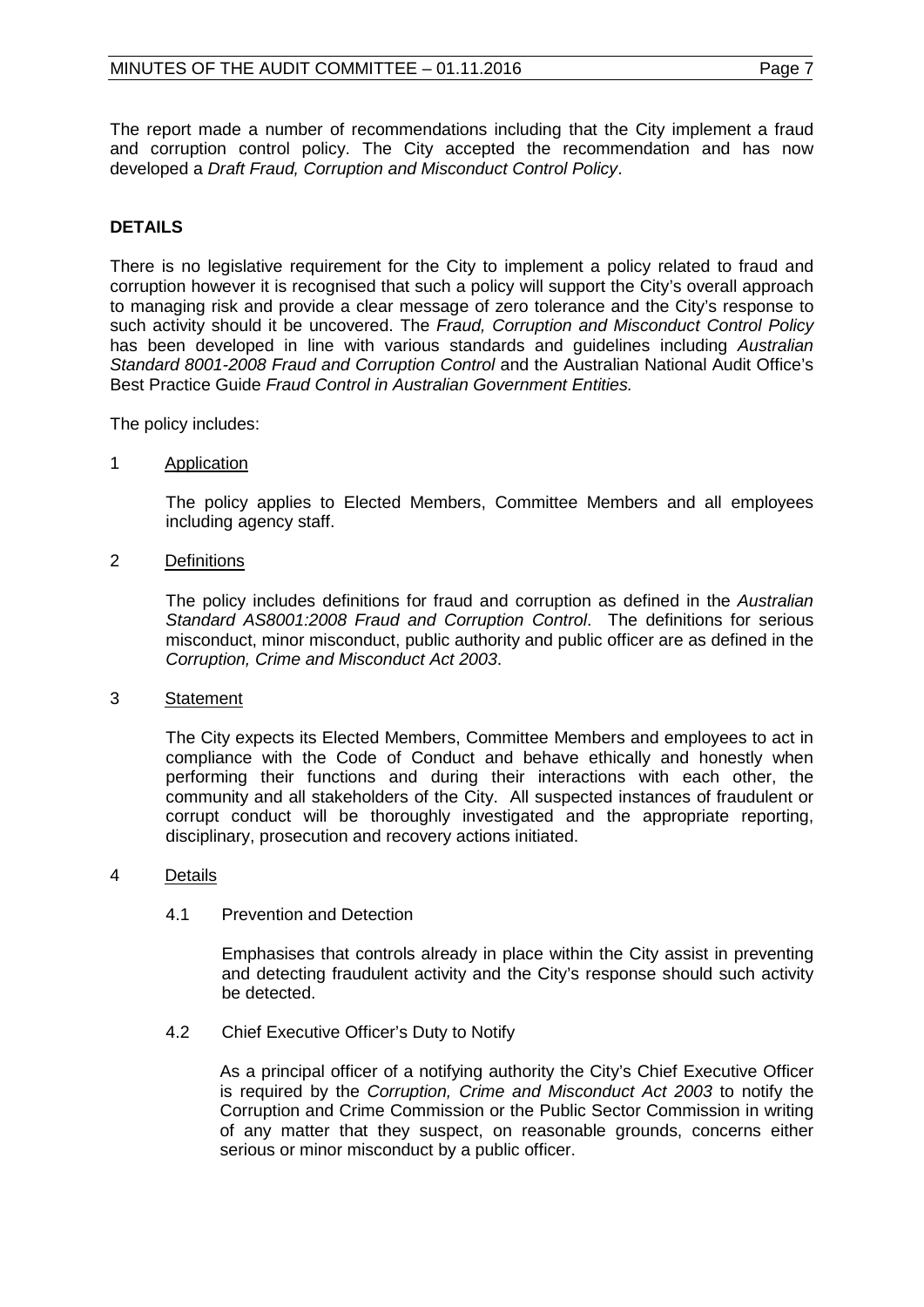The report made a number of recommendations including that the City implement a fraud and corruption control policy. The City accepted the recommendation and has now developed a *Draft Fraud, Corruption and Misconduct Control Policy*.

## DETAILS

There is no legislative requirement for the City to implement a policy related to fraud and corruption however it is recognised that such a policy will support the City's overall approach to managing risk and provide a clear message of zero tolerance and the City's response to such activity should it be uncovered. The *Fraud, Corruption and Misconduct Control Policy* has been developed in line with various standards and guidelines including *Australian Standard 8001-2008 Fraud and Corruption Control* and the Australian National Audit Office's Best Practice Guide *Fraud Control in Australian Government Entities.*

The policy includes:

1 Application

The policy applies to Elected Members, Committee Members and all employees including agency staff.

2 Definitions

The policy includes definitions for fraud and corruption as defined in the *Australian Standard AS8001:2008 Fraud and Corruption Control*. The definitions for serious misconduct, minor misconduct, public authority and public officer are as defined in the *Corruption, Crime and Misconduct Act 2003*.

3 Statement

The City expects its Elected Members, Committee Members and employees to act in compliance with the Code of Conduct and behave ethically and honestly when performing their functions and during their interactions with each other, the community and all stakeholders of the City. All suspected instances of fraudulent or corrupt conduct will be thoroughly investigated and the appropriate reporting, disciplinary, prosecution and recovery actions initiated.

4 Details

4.1 Prevention and Detection

Emphasises that controls already in place within the City assist in preventing and detecting fraudulent activity and the City's response should such activity be detected.

4.2 Chief Executive Officer's Duty to Notify

As a principal officer of a notifying authority the City's Chief Executive Officer is required by the *Corruption, Crime and Misconduct Act 2003* to notify the Corruption and Crime Commission or the Public Sector Commission in writing of any matter that they suspect, on reasonable grounds, concerns either serious or minor misconduct by a public officer.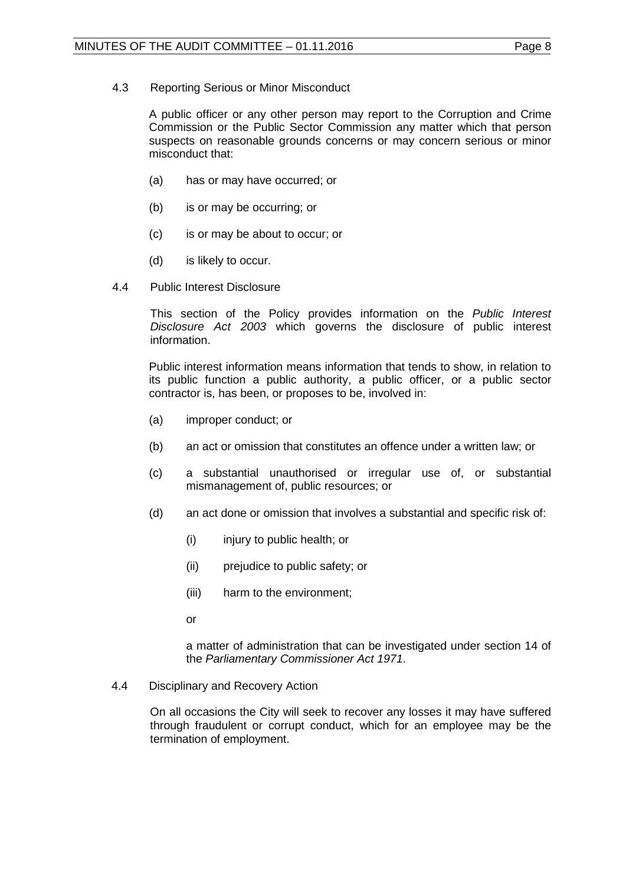### 4.3 Reporting Serious or Minor Misconduct

A public officer or any other person may report to the Corruption and Crime Commission or the Public Sector Commission any matter which that person suspects on reasonable grounds concerns or may concern serious or minor misconduct that:

(a) has or may have occurred; or

(b) is or may be occurring; or

(c) is or may be about to occur; or

(d) is likely to occur.

### 4.4 Public Interest Disclosure

This section of the Policy provides information on the *Public Interest Disclosure Act 2003* which governs the disclosure of public interest information.

Public interest information means information that tends to show, in relation to its public function a public authority, a public officer, or a public sector contractor is, has been, or proposes to be, involved in:

(a) improper conduct; or

(b) an act or omission that constitutes an offence under a written law; or

(c) a substantial unauthorised or irregular use of, or substantial mismanagement of, public resources; or

(d) an act done or omission that involves a substantial and specific risk of:

- (i) injury to public health; or
- (ii) prejudice to public safety; or
- (iii) harm to the environment;

or

a matter of administration that can be investigated under section 14 of the *Parliamentary Commissioner Act 1971*.

### 4.4 Disciplinary and Recovery Action

On all occasions the City will seek to recover any losses it may have suffered through fraudulent or corrupt conduct, which for an employee may be the termination of employment.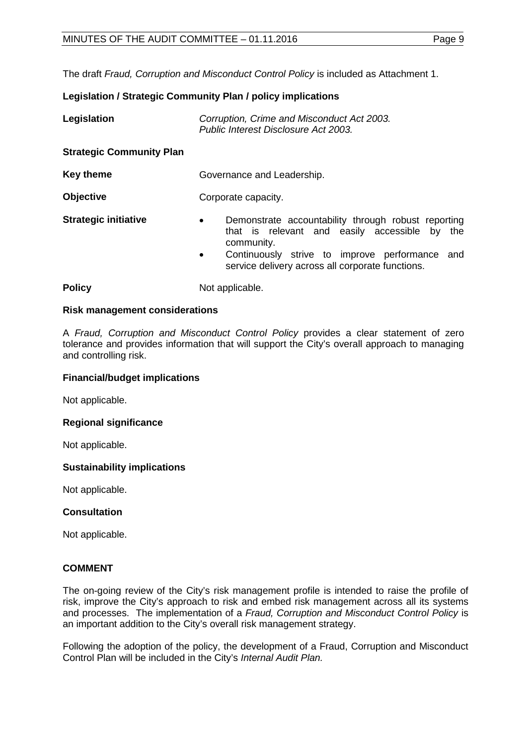The draft *Fraud, Corruption and Misconduct Control Policy* is included as Attachment 1.

**Legislation / Strategic Community Plan / policy implications**

| | |
|---|---|
| **Legislation** | *Corruption, Crime and Misconduct Act 2003.* *Public Interest Disclosure Act 2003.* |
| **Strategic Community Plan** | |
| **Key theme** | Governance and Leadership. |
| **Objective** | Corporate capacity. |
| **Strategic initiative** | • Demonstrate accountability through robust reporting that is relevant and easily accessible by the community. • Continuously strive to improve performance and service delivery across all corporate functions. |
| **Policy** | Not applicable. |

**Risk management considerations**

A *Fraud, Corruption and Misconduct Control Policy* provides a clear statement of zero tolerance and provides information that will support the City's overall approach to managing and controlling risk.

**Financial/budget implications**

Not applicable.

**Regional significance**

Not applicable.

**Sustainability implications**

Not applicable.

**Consultation**

Not applicable.

**COMMENT**

The on-going review of the City's risk management profile is intended to raise the profile of risk, improve the City's approach to risk and embed risk management across all its systems and processes. The implementation of a *Fraud, Corruption and Misconduct Control Policy* is an important addition to the City's overall risk management strategy.

Following the adoption of the policy, the development of a Fraud, Corruption and Misconduct Control Plan will be included in the City's *Internal Audit Plan.*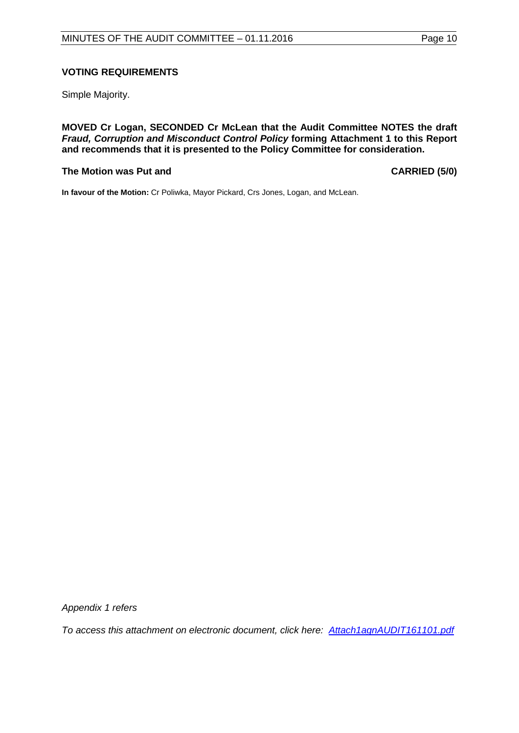**VOTING REQUIREMENTS**

Simple Majority.

**MOVED Cr Logan, SECONDED Cr McLean that the Audit Committee NOTES the draft *Fraud, Corruption and Misconduct Control Policy* forming Attachment 1 to this Report and recommends that it is presented to the Policy Committee for consideration.**

**The Motion was Put and** **CARRIED (5/0)**

**In favour of the Motion:** Cr Poliwka, Mayor Pickard, Crs Jones, Logan, and McLean.

*Appendix 1 refers*

*To access this attachment on electronic document, click here: Attach1agnAUDIT161101.pdf*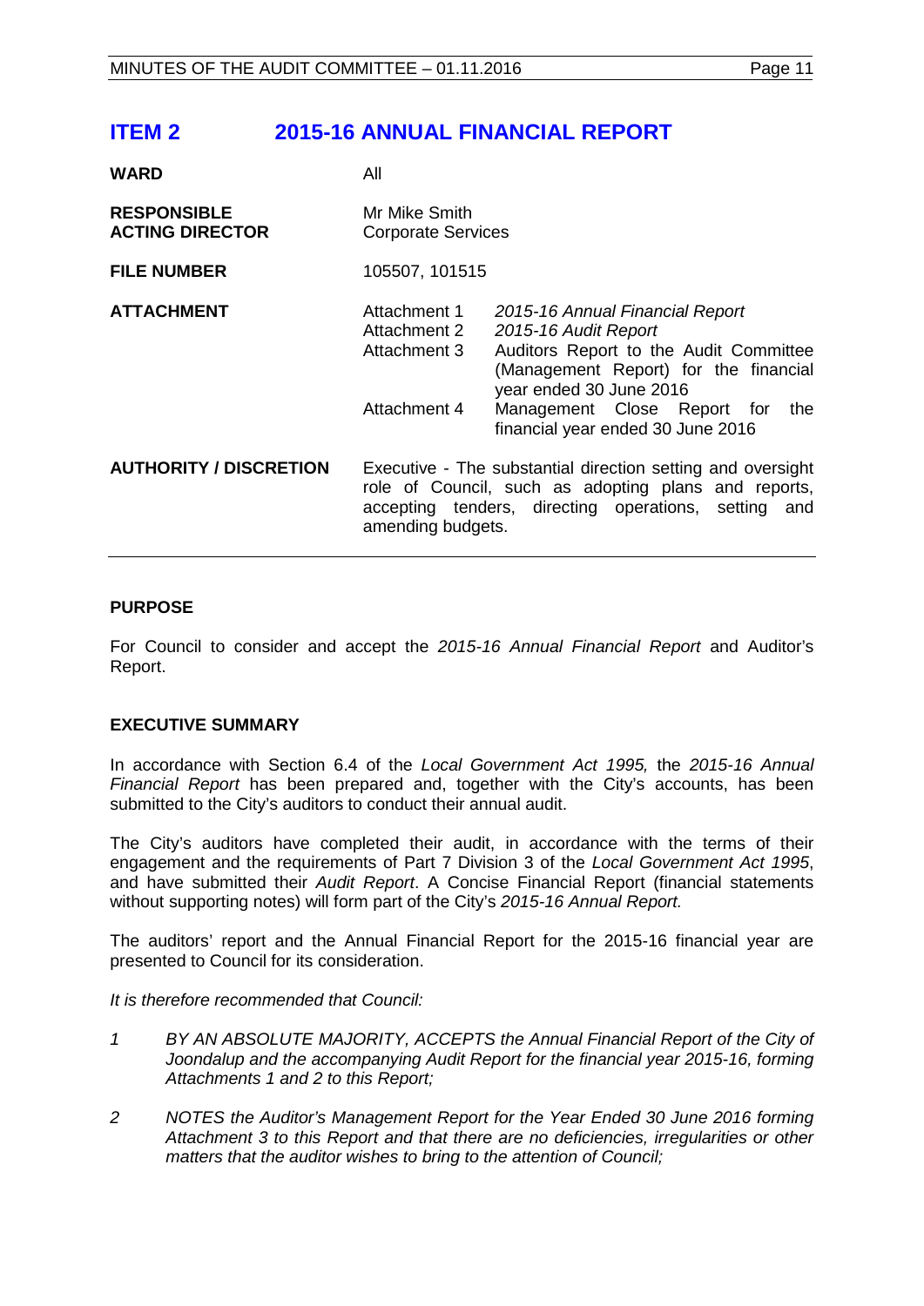# ITEM 2 2015-16 ANNUAL FINANCIAL REPORT

| | | |
|---|---|---|
| **WARD** | All | |
| **RESPONSIBLE ACTING DIRECTOR** | Mr Mike Smith Corporate Services | |
| **FILE NUMBER** | 105507, 101515 | |
| **ATTACHMENT** | Attachment 1 | *2015-16 Annual Financial Report* |
| | Attachment 2 | *2015-16 Audit Report* |
| | Attachment 3 | Auditors Report to the Audit Committee (Management Report) for the financial year ended 30 June 2016 |
| | Attachment 4 | Management Close Report for the financial year ended 30 June 2016 |
| **AUTHORITY / DISCRETION** | Executive - The substantial direction setting and oversight role of Council, such as adopting plans and reports, accepting tenders, directing operations, setting and amending budgets. | |

## PURPOSE

For Council to consider and accept the *2015-16 Annual Financial Report* and Auditor's Report.

## EXECUTIVE SUMMARY

In accordance with Section 6.4 of the *Local Government Act 1995,* the *2015-16 Annual Financial Report* has been prepared and, together with the City's accounts, has been submitted to the City's auditors to conduct their annual audit.

The City's auditors have completed their audit, in accordance with the terms of their engagement and the requirements of Part 7 Division 3 of the *Local Government Act 1995*, and have submitted their *Audit Report*. A Concise Financial Report (financial statements without supporting notes) will form part of the City's *2015-16 Annual Report.*

The auditors' report and the Annual Financial Report for the 2015-16 financial year are presented to Council for its consideration.

*It is therefore recommended that Council:*

*1 BY AN ABSOLUTE MAJORITY, ACCEPTS the Annual Financial Report of the City of Joondalup and the accompanying Audit Report for the financial year 2015-16, forming Attachments 1 and 2 to this Report;*

*2 NOTES the Auditor's Management Report for the Year Ended 30 June 2016 forming Attachment 3 to this Report and that there are no deficiencies, irregularities or other matters that the auditor wishes to bring to the attention of Council;*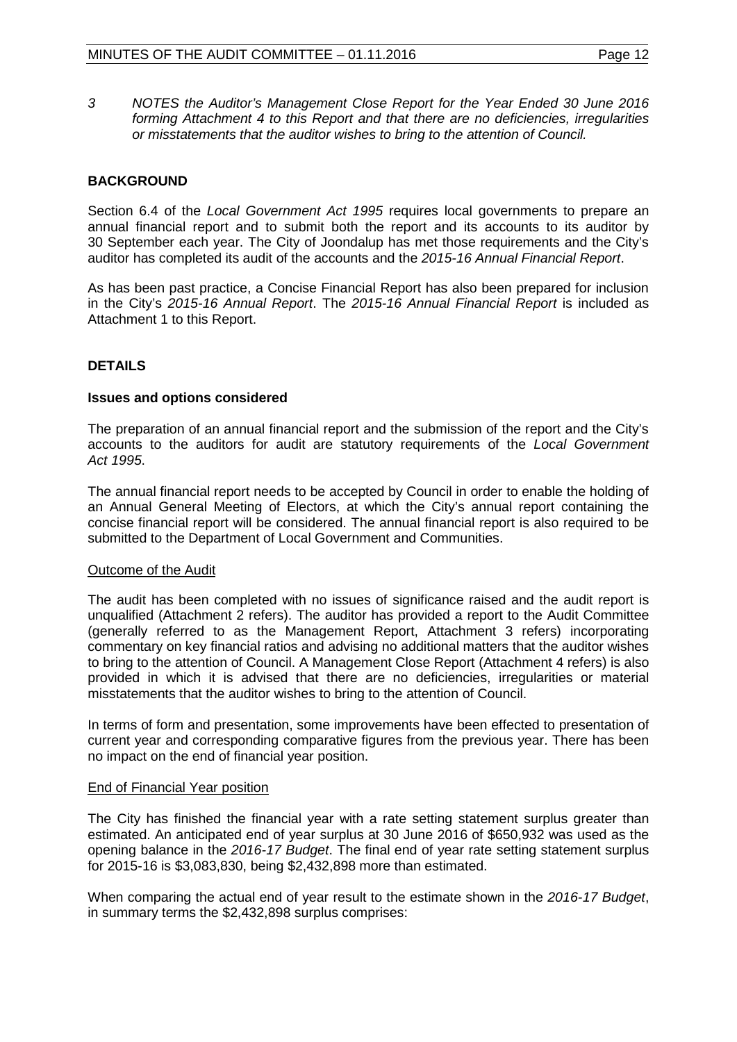3 *NOTES the Auditor's Management Close Report for the Year Ended 30 June 2016 forming Attachment 4 to this Report and that there are no deficiencies, irregularities or misstatements that the auditor wishes to bring to the attention of Council.*

## BACKGROUND

Section 6.4 of the *Local Government Act 1995* requires local governments to prepare an annual financial report and to submit both the report and its accounts to its auditor by 30 September each year. The City of Joondalup has met those requirements and the City's auditor has completed its audit of the accounts and the *2015-16 Annual Financial Report*.

As has been past practice, a Concise Financial Report has also been prepared for inclusion in the City's *2015-16 Annual Report*. The *2015-16 Annual Financial Report* is included as Attachment 1 to this Report.

## DETAILS

### Issues and options considered

The preparation of an annual financial report and the submission of the report and the City's accounts to the auditors for audit are statutory requirements of the *Local Government Act 1995*.

The annual financial report needs to be accepted by Council in order to enable the holding of an Annual General Meeting of Electors, at which the City's annual report containing the concise financial report will be considered. The annual financial report is also required to be submitted to the Department of Local Government and Communities.

Outcome of the Audit

The audit has been completed with no issues of significance raised and the audit report is unqualified (Attachment 2 refers). The auditor has provided a report to the Audit Committee (generally referred to as the Management Report, Attachment 3 refers) incorporating commentary on key financial ratios and advising no additional matters that the auditor wishes to bring to the attention of Council. A Management Close Report (Attachment 4 refers) is also provided in which it is advised that there are no deficiencies, irregularities or material misstatements that the auditor wishes to bring to the attention of Council.

In terms of form and presentation, some improvements have been effected to presentation of current year and corresponding comparative figures from the previous year. There has been no impact on the end of financial year position.

End of Financial Year position

The City has finished the financial year with a rate setting statement surplus greater than estimated. An anticipated end of year surplus at 30 June 2016 of $650,932 was used as the opening balance in the *2016-17 Budget*. The final end of year rate setting statement surplus for 2015-16 is $3,083,830, being $2,432,898 more than estimated.

When comparing the actual end of year result to the estimate shown in the *2016-17 Budget*, in summary terms the $2,432,898 surplus comprises: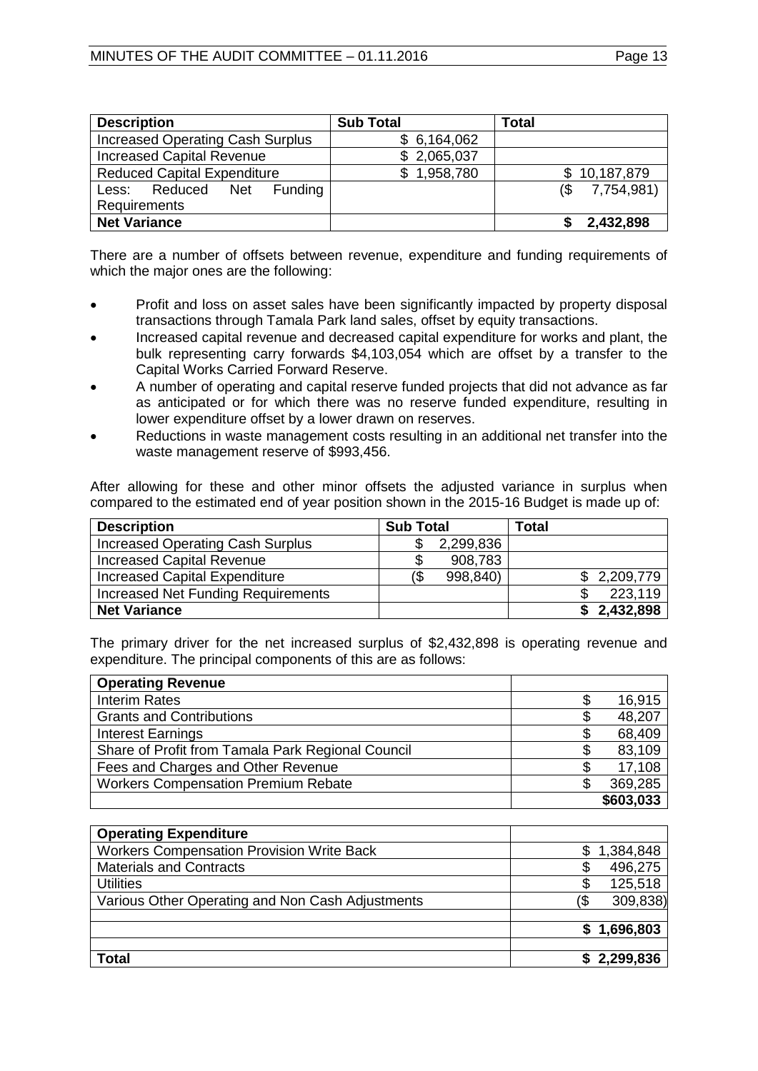| Description | Sub Total | Total |
|---|---|---|
| Increased Operating Cash Surplus | $ 6,164,062 | |
| Increased Capital Revenue | $ 2,065,037 | |
| Reduced Capital Expenditure | $ 1,958,780 | $ 10,187,879 |
| Less: Reduced Net Funding Requirements | | ($ 7,754,981) |
| **Net Variance** | | **$ 2,432,898** |

There are a number of offsets between revenue, expenditure and funding requirements of which the major ones are the following:

- Profit and loss on asset sales have been significantly impacted by property disposal transactions through Tamala Park land sales, offset by equity transactions.
- Increased capital revenue and decreased capital expenditure for works and plant, the bulk representing carry forwards $4,103,054 which are offset by a transfer to the Capital Works Carried Forward Reserve.
- A number of operating and capital reserve funded projects that did not advance as far as anticipated or for which there was no reserve funded expenditure, resulting in lower expenditure offset by a lower drawn on reserves.
- Reductions in waste management costs resulting in an additional net transfer into the waste management reserve of $993,456.

After allowing for these and other minor offsets the adjusted variance in surplus when compared to the estimated end of year position shown in the 2015-16 Budget is made up of:

| Description | Sub Total | Total |
|---|---|---|
| Increased Operating Cash Surplus | $ 2,299,836 | |
| Increased Capital Revenue | $ 908,783 | |
| Increased Capital Expenditure | ($ 998,840) | $ 2,209,779 |
| Increased Net Funding Requirements | | $ 223,119 |
| **Net Variance** | | **$ 2,432,898** |

The primary driver for the net increased surplus of $2,432,898 is operating revenue and expenditure. The principal components of this are as follows:

| **Operating Revenue** | |
|---|---|
| Interim Rates | $ 16,915 |
| Grants and Contributions | $ 48,207 |
| Interest Earnings | $ 68,409 |
| Share of Profit from Tamala Park Regional Council | $ 83,109 |
| Fees and Charges and Other Revenue | $ 17,108 |
| Workers Compensation Premium Rebate | $ 369,285 |
| | **$603,033** |

| **Operating Expenditure** | |
|---|---|
| Workers Compensation Provision Write Back | $ 1,384,848 |
| Materials and Contracts | $ 496,275 |
| Utilities | $ 125,518 |
| Various Other Operating and Non Cash Adjustments | ($ 309,838) |
| | |
| | **$ 1,696,803** |
| | |
| **Total** | **$ 2,299,836** |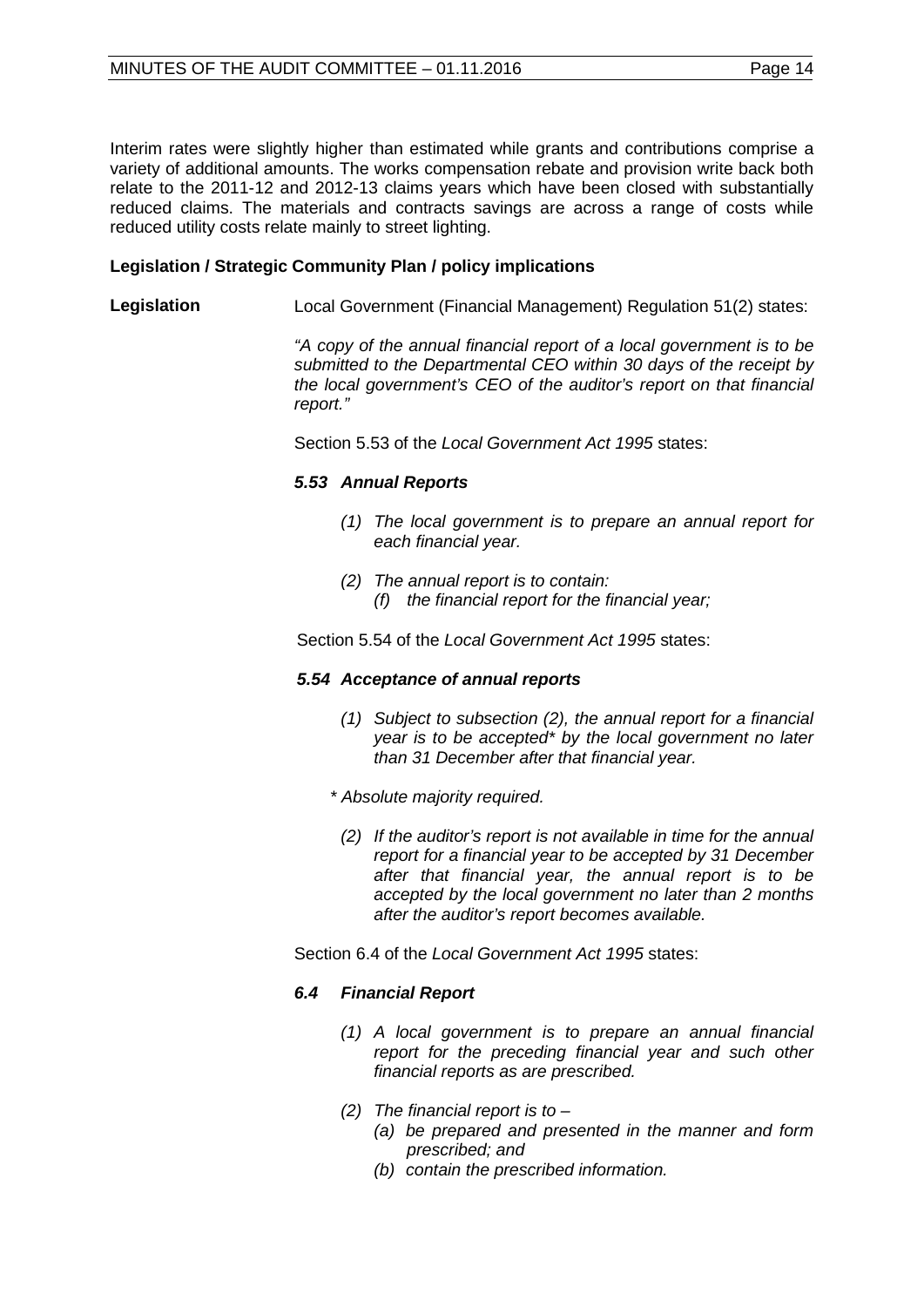Interim rates were slightly higher than estimated while grants and contributions comprise a variety of additional amounts. The works compensation rebate and provision write back both relate to the 2011-12 and 2012-13 claims years which have been closed with substantially reduced claims. The materials and contracts savings are across a range of costs while reduced utility costs relate mainly to street lighting.

**Legislation / Strategic Community Plan / policy implications**

**Legislation**

Local Government (Financial Management) Regulation 51(2) states:

*"A copy of the annual financial report of a local government is to be submitted to the Departmental CEO within 30 days of the receipt by the local government's CEO of the auditor's report on that financial report."*

Section 5.53 of the *Local Government Act 1995* states:

***5.53 Annual Reports***

*(1) The local government is to prepare an annual report for each financial year.*

*(2) The annual report is to contain:*
*(f) the financial report for the financial year;*

Section 5.54 of the *Local Government Act 1995* states:

***5.54 Acceptance of annual reports***

*(1) Subject to subsection (2), the annual report for a financial year is to be accepted\* by the local government no later than 31 December after that financial year.*

*\* Absolute majority required.*

*(2) If the auditor's report is not available in time for the annual report for a financial year to be accepted by 31 December after that financial year, the annual report is to be accepted by the local government no later than 2 months after the auditor's report becomes available.*

Section 6.4 of the *Local Government Act 1995* states:

***6.4 Financial Report***

*(1) A local government is to prepare an annual financial report for the preceding financial year and such other financial reports as are prescribed.*

*(2) The financial report is to –*
*(a) be prepared and presented in the manner and form prescribed; and*
*(b) contain the prescribed information.*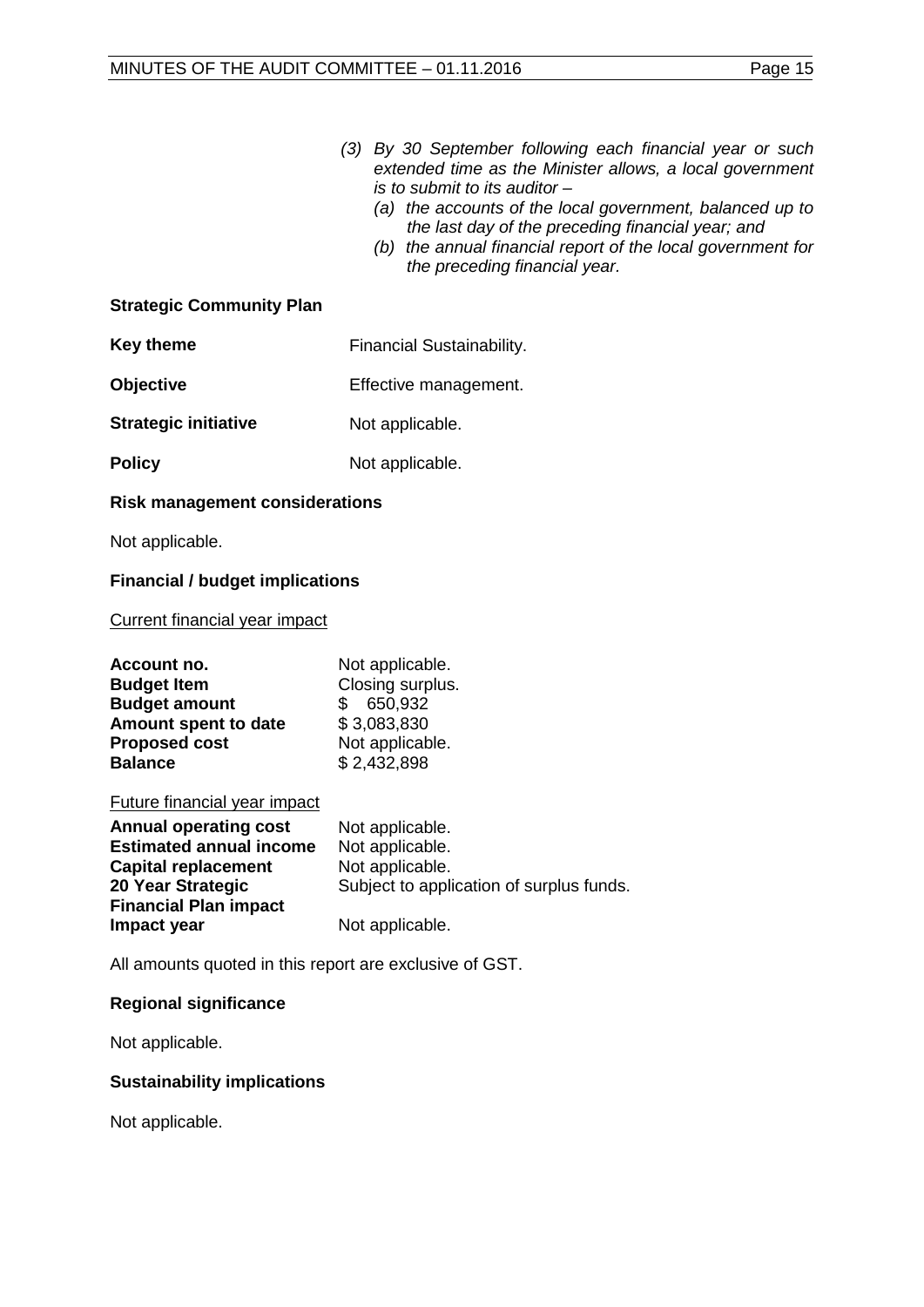*(3) By 30 September following each financial year or such extended time as the Minister allows, a local government is to submit to its auditor –*

*(a) the accounts of the local government, balanced up to the last day of the preceding financial year; and*

*(b) the annual financial report of the local government for the preceding financial year.*

**Strategic Community Plan**

| | |
|---|---|
| **Key theme** | Financial Sustainability. |
| **Objective** | Effective management. |
| **Strategic initiative** | Not applicable. |
| **Policy** | Not applicable. |

**Risk management considerations**

Not applicable.

**Financial / budget implications**

Current financial year impact

| | |
|---|---|
| **Account no.** | Not applicable. |
| **Budget Item** | Closing surplus. |
| **Budget amount** | $ 650,932 |
| **Amount spent to date** | $ 3,083,830 |
| **Proposed cost** | Not applicable. |
| **Balance** | $ 2,432,898 |

Future financial year impact

| | |
|---|---|
| **Annual operating cost** | Not applicable. |
| **Estimated annual income** | Not applicable. |
| **Capital replacement** | Not applicable. |
| **20 Year Strategic Financial Plan impact** | Subject to application of surplus funds. |
| **Impact year** | Not applicable. |

All amounts quoted in this report are exclusive of GST.

**Regional significance**

Not applicable.

**Sustainability implications**

Not applicable.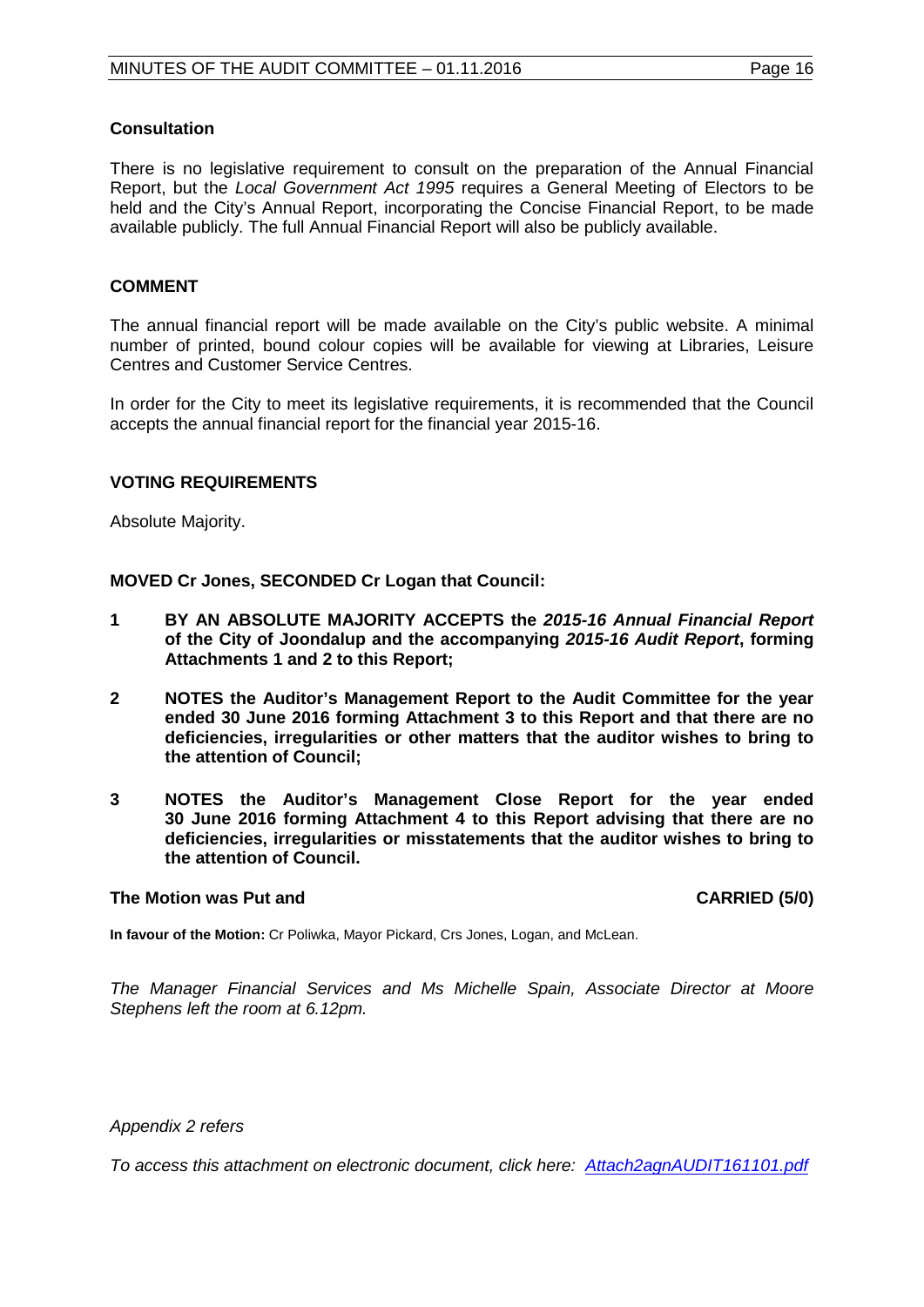### Consultation

There is no legislative requirement to consult on the preparation of the Annual Financial Report, but the *Local Government Act 1995* requires a General Meeting of Electors to be held and the City's Annual Report, incorporating the Concise Financial Report, to be made available publicly. The full Annual Financial Report will also be publicly available.

### COMMENT

The annual financial report will be made available on the City's public website. A minimal number of printed, bound colour copies will be available for viewing at Libraries, Leisure Centres and Customer Service Centres.

In order for the City to meet its legislative requirements, it is recommended that the Council accepts the annual financial report for the financial year 2015-16.

### VOTING REQUIREMENTS

Absolute Majority.

**MOVED Cr Jones, SECONDED Cr Logan that Council:**

1. **BY AN ABSOLUTE MAJORITY ACCEPTS the *2015-16 Annual Financial Report* of the City of Joondalup and the accompanying *2015-16 Audit Report*, forming Attachments 1 and 2 to this Report;**
2. **NOTES the Auditor's Management Report to the Audit Committee for the year ended 30 June 2016 forming Attachment 3 to this Report and that there are no deficiencies, irregularities or other matters that the auditor wishes to bring to the attention of Council;**
3. **NOTES the Auditor's Management Close Report for the year ended 30 June 2016 forming Attachment 4 to this Report advising that there are no deficiencies, irregularities or misstatements that the auditor wishes to bring to the attention of Council.**

**The Motion was Put and CARRIED (5/0)**

**In favour of the Motion:** Cr Poliwka, Mayor Pickard, Crs Jones, Logan, and McLean.

*The Manager Financial Services and Ms Michelle Spain, Associate Director at Moore Stephens left the room at 6.12pm.*

*Appendix 2 refers*

*To access this attachment on electronic document, click here: Attach2agnAUDIT161101.pdf*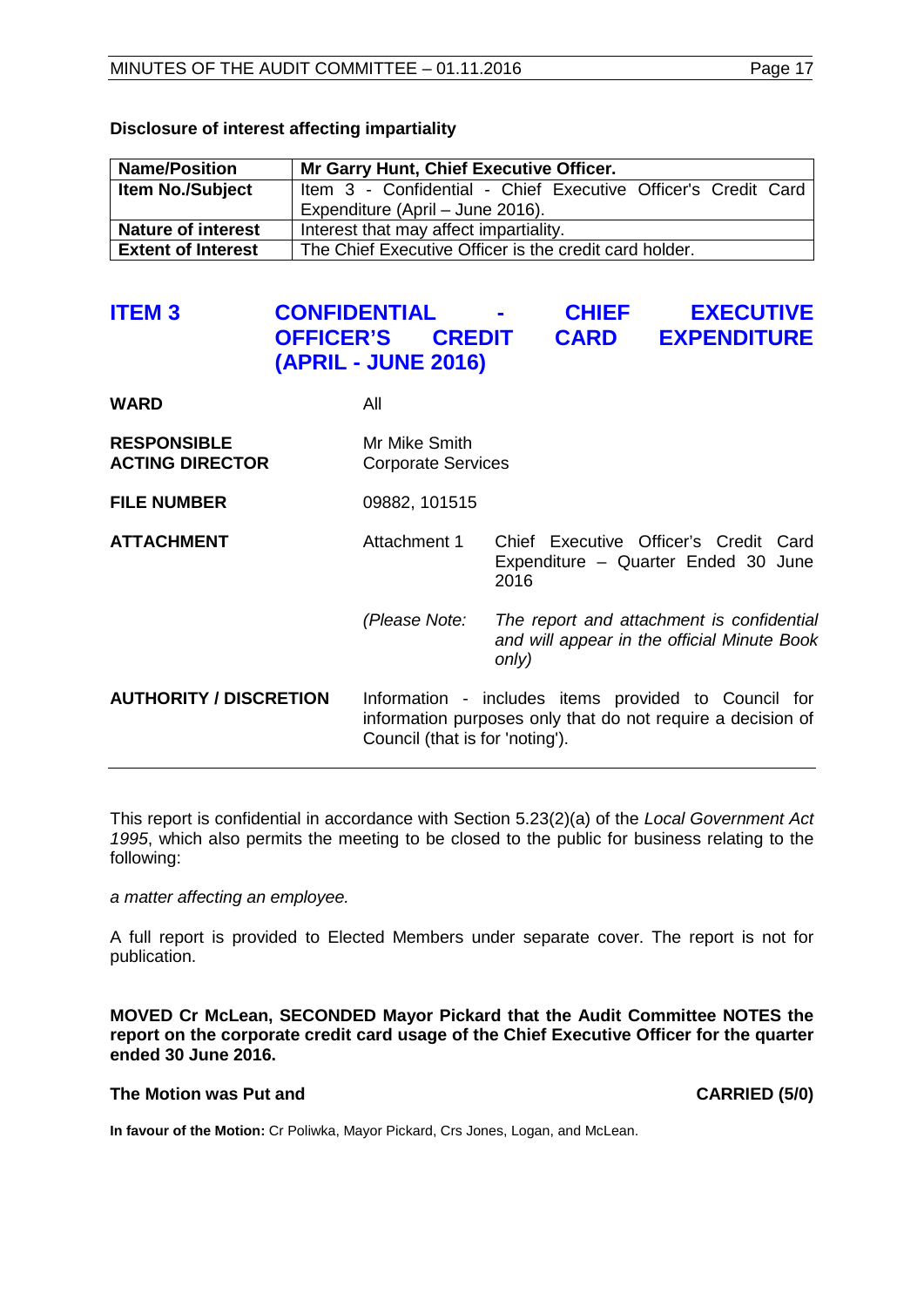**Disclosure of interest affecting impartiality**

| Name/Position | Mr Garry Hunt, Chief Executive Officer. |
|---|---|
| Item No./Subject | Item 3 - Confidential - Chief Executive Officer's Credit Card Expenditure (April – June 2016). |
| Nature of interest | Interest that may affect impartiality. |
| Extent of Interest | The Chief Executive Officer is the credit card holder. |

## ITEM 3 CONFIDENTIAL - CHIEF EXECUTIVE OFFICER'S CREDIT CARD EXPENDITURE (APRIL - JUNE 2016)

| | | |
|---|---|---|
| **WARD** | All | |
| **RESPONSIBLE ACTING DIRECTOR** | Mr Mike Smith<br>Corporate Services | |
| **FILE NUMBER** | 09882, 101515 | |
| **ATTACHMENT** | Attachment 1 | Chief Executive Officer's Credit Card Expenditure – Quarter Ended 30 June 2016 |
| | *(Please Note:* | *The report and attachment is confidential and will appear in the official Minute Book only)* |
| **AUTHORITY / DISCRETION** | Information - includes items provided to Council for information purposes only that do not require a decision of Council (that is for 'noting'). | |

This report is confidential in accordance with Section 5.23(2)(a) of the *Local Government Act 1995*, which also permits the meeting to be closed to the public for business relating to the following:

*a matter affecting an employee.*

A full report is provided to Elected Members under separate cover. The report is not for publication.

**MOVED Cr McLean, SECONDED Mayor Pickard that the Audit Committee NOTES the report on the corporate credit card usage of the Chief Executive Officer for the quarter ended 30 June 2016.**

**The Motion was Put and CARRIED (5/0)**

**In favour of the Motion:** Cr Poliwka, Mayor Pickard, Crs Jones, Logan, and McLean.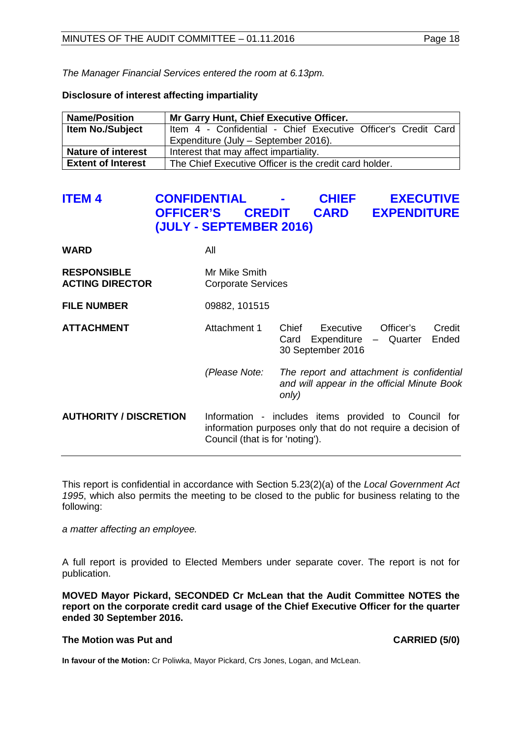*The Manager Financial Services entered the room at 6.13pm.*

**Disclosure of interest affecting impartiality**

| **Name/Position** | **Mr Garry Hunt, Chief Executive Officer.** |
|---|---|
| **Item No./Subject** | Item 4 - Confidential - Chief Executive Officer's Credit Card Expenditure (July – September 2016). |
| **Nature of interest** | Interest that may affect impartiality. |
| **Extent of Interest** | The Chief Executive Officer is the credit card holder. |

## ITEM 4 CONFIDENTIAL - CHIEF EXECUTIVE OFFICER'S CREDIT CARD EXPENDITURE (JULY - SEPTEMBER 2016)

**WARD** All

**RESPONSIBLE ACTING DIRECTOR** Mr Mike Smith
Corporate Services

**FILE NUMBER** 09882, 101515

**ATTACHMENT** Attachment 1 Chief Executive Officer's Credit Card Expenditure – Quarter Ended 30 September 2016

*(Please Note: The report and attachment is confidential and will appear in the official Minute Book only)*

**AUTHORITY / DISCRETION** Information - includes items provided to Council for information purposes only that do not require a decision of Council (that is for 'noting').

---

This report is confidential in accordance with Section 5.23(2)(a) of the *Local Government Act 1995*, which also permits the meeting to be closed to the public for business relating to the following:

*a matter affecting an employee.*

A full report is provided to Elected Members under separate cover. The report is not for publication.

**MOVED Mayor Pickard, SECONDED Cr McLean that the Audit Committee NOTES the report on the corporate credit card usage of the Chief Executive Officer for the quarter ended 30 September 2016.**

**The Motion was Put and CARRIED (5/0)**

**In favour of the Motion:** Cr Poliwka, Mayor Pickard, Crs Jones, Logan, and McLean.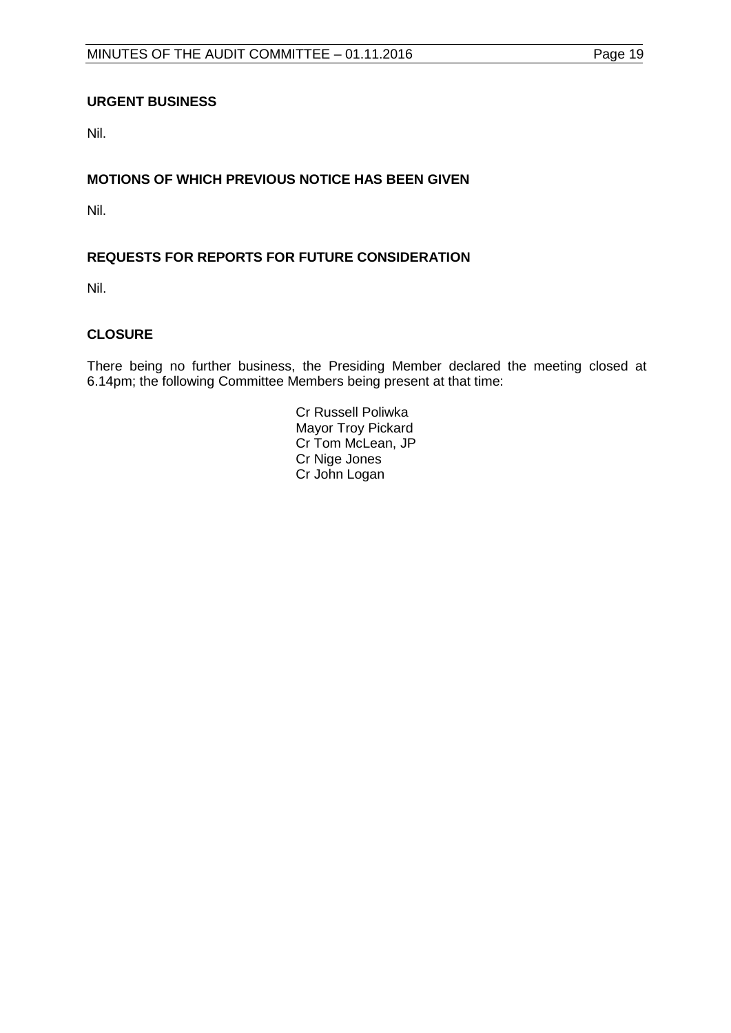**URGENT BUSINESS**

Nil.

**MOTIONS OF WHICH PREVIOUS NOTICE HAS BEEN GIVEN**

Nil.

**REQUESTS FOR REPORTS FOR FUTURE CONSIDERATION**

Nil.

**CLOSURE**

There being no further business, the Presiding Member declared the meeting closed at 6.14pm; the following Committee Members being present at that time:

Cr Russell Poliwka
Mayor Troy Pickard
Cr Tom McLean, JP
Cr Nige Jones
Cr John Logan